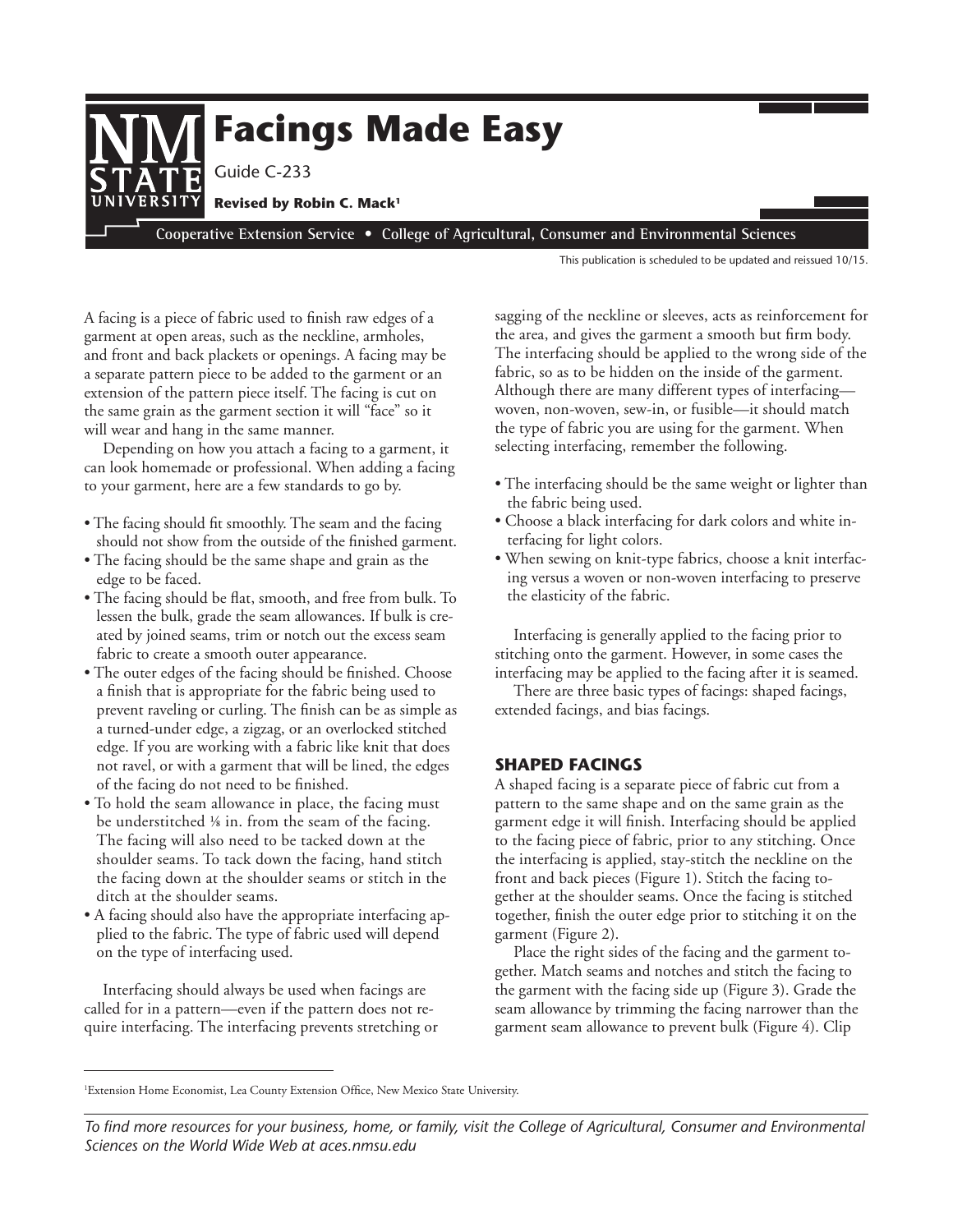# Facings Made Easy

Guide C-233

**Revised by Robin C. Mack**[1]

Cooperative Extension Service • College of Agricultural, Consumer and Environmental Sciences

This publication is scheduled to be updated and reissued 10/15.

A facing is a piece of fabric used to finish raw edges of a garment at open areas, such as the neckline, armholes, and front and back plackets or openings. A facing may be a separate pattern piece to be added to the garment or an extension of the pattern piece itself. The facing is cut on the same grain as the garment section it will "face" so it will wear and hang in the same manner.

Depending on how you attach a facing to a garment, it can look homemade or professional. When adding a facing to your garment, here are a few standards to go by.

- The facing should fit smoothly. The seam and the facing should not show from the outside of the finished garment.
- The facing should be the same shape and grain as the edge to be faced.
- The facing should be flat, smooth, and free from bulk. To lessen the bulk, grade the seam allowances. If bulk is created by joined seams, trim or notch out the excess seam fabric to create a smooth outer appearance.
- The outer edges of the facing should be finished. Choose a finish that is appropriate for the fabric being used to prevent raveling or curling. The finish can be as simple as a turned-under edge, a zigzag, or an overlocked stitched edge. If you are working with a fabric like knit that does not ravel, or with a garment that will be lined, the edges of the facing do not need to be finished.
- To hold the seam allowance in place, the facing must be understitched ⅛ in. from the seam of the facing. The facing will also need to be tacked down at the shoulder seams. To tack down the facing, hand stitch the facing down at the shoulder seams or stitch in the ditch at the shoulder seams.
- A facing should also have the appropriate interfacing applied to the fabric. The type of fabric used will depend on the type of interfacing used.

Interfacing should always be used when facings are called for in a pattern—even if the pattern does not require interfacing. The interfacing prevents stretching or sagging of the neckline or sleeves, acts as reinforcement for the area, and gives the garment a smooth but firm body. The interfacing should be applied to the wrong side of the fabric, so as to be hidden on the inside of the garment. Although there are many different types of interfacing—woven, non-woven, sew-in, or fusible—it should match the type of fabric you are using for the garment. When selecting interfacing, remember the following.

- The interfacing should be the same weight or lighter than the fabric being used.
- Choose a black interfacing for dark colors and white interfacing for light colors.
- When sewing on knit-type fabrics, choose a knit interfacing versus a woven or non-woven interfacing to preserve the elasticity of the fabric.

Interfacing is generally applied to the facing prior to stitching onto the garment. However, in some cases the interfacing may be applied to the facing after it is seamed.

There are three basic types of facings: shaped facings, extended facings, and bias facings.

## SHAPED FACINGS

A shaped facing is a separate piece of fabric cut from a pattern to the same shape and on the same grain as the garment edge it will finish. Interfacing should be applied to the facing piece of fabric, prior to any stitching. Once the interfacing is applied, stay-stitch the neckline on the front and back pieces (Figure 1). Stitch the facing together at the shoulder seams. Once the facing is stitched together, finish the outer edge prior to stitching it on the garment (Figure 2).

Place the right sides of the facing and the garment together. Match seams and notches and stitch the facing to the garment with the facing side up (Figure 3). Grade the seam allowance by trimming the facing narrower than the garment seam allowance to prevent bulk (Figure 4). Clip

[1]Extension Home Economist, Lea County Extension Office, New Mexico State University.

*To find more resources for your business, home, or family, visit the College of Agricultural, Consumer and Environmental Sciences on the World Wide Web at aces.nmsu.edu*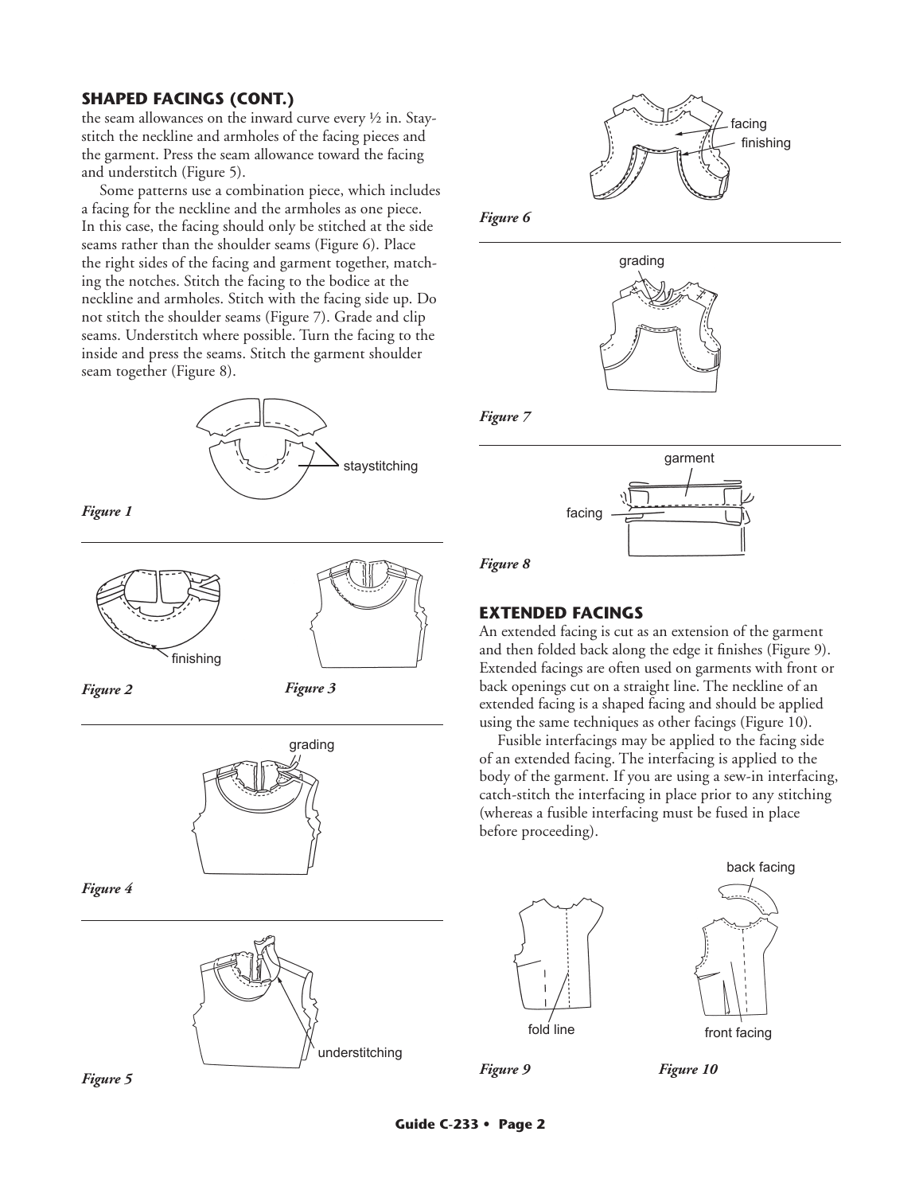## SHAPED FACINGS (CONT.)

the seam allowances on the inward curve every ½ in. Staystitch the neckline and armholes of the facing pieces and the garment. Press the seam allowance toward the facing and understitch (Figure 5).

Some patterns use a combination piece, which includes a facing for the neckline and the armholes as one piece. In this case, the facing should only be stitched at the side seams rather than the shoulder seams (Figure 6). Place the right sides of the facing and garment together, matching the notches. Stitch the facing to the bodice at the neckline and armholes. Stitch with the facing side up. Do not stitch the shoulder seams (Figure 7). Grade and clip seams. Understitch where possible. Turn the facing to the inside and press the seams. Stitch the garment shoulder seam together (Figure 8).

staystitching

*Figure 1*

finishing

*Figure 2*

*Figure 3*

grading

*Figure 4*

understitching

*Figure 5*

facing
finishing

*Figure 6*

grading

*Figure 7*

garment
facing

*Figure 8*

## EXTENDED FACINGS

An extended facing is cut as an extension of the garment and then folded back along the edge it finishes (Figure 9). Extended facings are often used on garments with front or back openings cut on a straight line. The neckline of an extended facing is a shaped facing and should be applied using the same techniques as other facings (Figure 10).

Fusible interfacings may be applied to the facing side of an extended facing. The interfacing is applied to the body of the garment. If you are using a sew-in interfacing, catch-stitch the interfacing in place prior to any stitching (whereas a fusible interfacing must be fused in place before proceeding).

fold line

*Figure 9*

back facing
front facing

*Figure 10*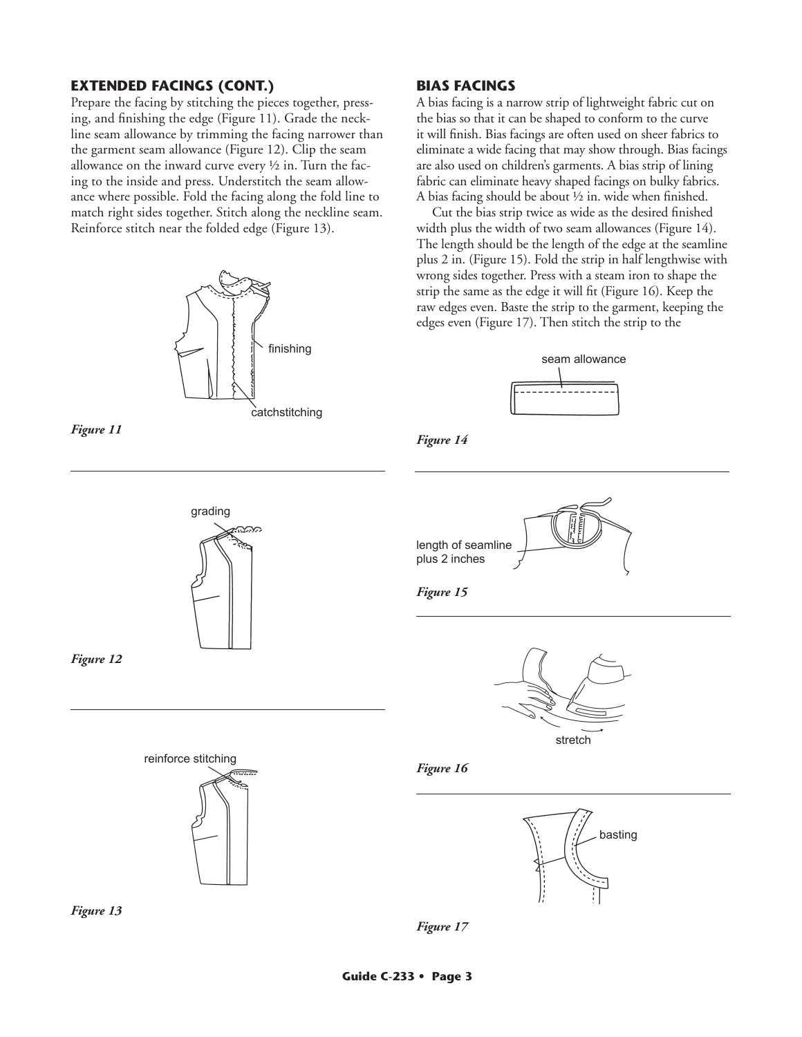## EXTENDED FACINGS (CONT.)

Prepare the facing by stitching the pieces together, pressing, and finishing the edge (Figure 11). Grade the neckline seam allowance by trimming the facing narrower than the garment seam allowance (Figure 12). Clip the seam allowance on the inward curve every ½ in. Turn the facing to the inside and press. Understitch the seam allowance where possible. Fold the facing along the fold line to match right sides together. Stitch along the neckline seam. Reinforce stitch near the folded edge (Figure 13).

finishing

catchstitching

*Figure 11*

grading

*Figure 12*

reinforce stitching

*Figure 13*

## BIAS FACINGS

A bias facing is a narrow strip of lightweight fabric cut on the bias so that it can be shaped to conform to the curve it will finish. Bias facings are often used on sheer fabrics to eliminate a wide facing that may show through. Bias facings are also used on children's garments. A bias strip of lining fabric can eliminate heavy shaped facings on bulky fabrics. A bias facing should be about ½ in. wide when finished.

Cut the bias strip twice as wide as the desired finished width plus the width of two seam allowances (Figure 14). The length should be the length of the edge at the seamline plus 2 in. (Figure 15). Fold the strip in half lengthwise with wrong sides together. Press with a steam iron to shape the strip the same as the edge it will fit (Figure 16). Keep the raw edges even. Baste the strip to the garment, keeping the edges even (Figure 17). Then stitch the strip to the

seam allowance

*Figure 14*

length of seamline plus 2 inches

*Figure 15*

stretch

*Figure 16*

basting

*Figure 17*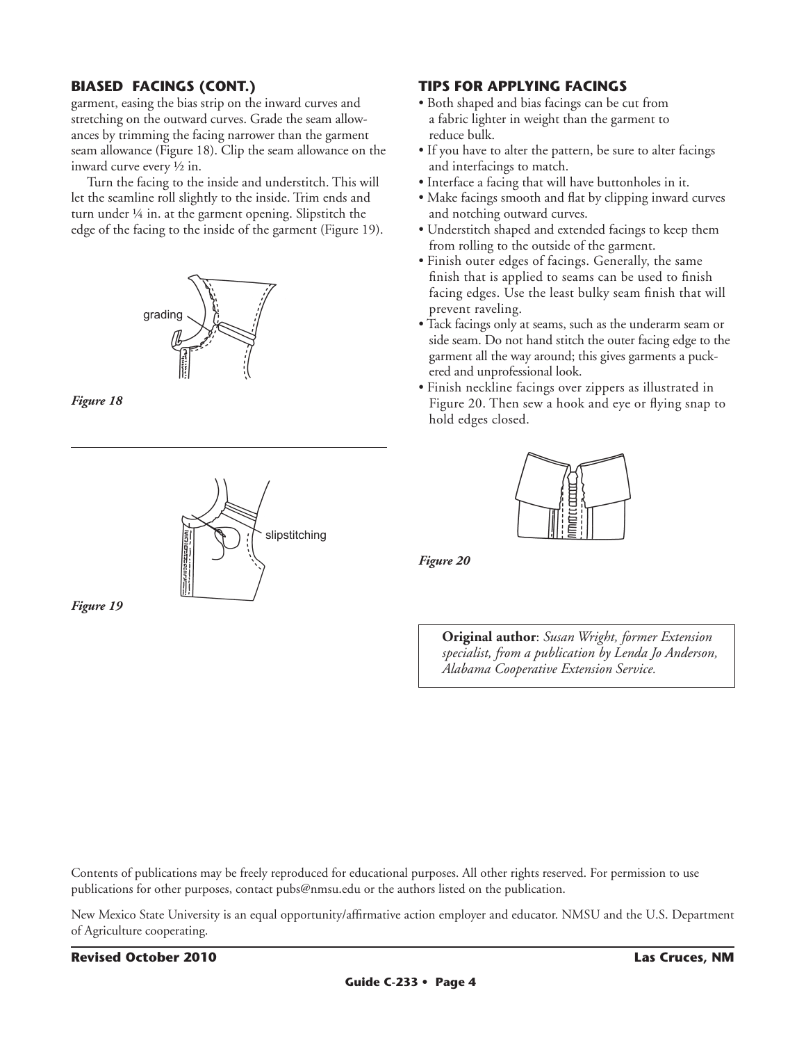## BIASED FACINGS (CONT.)

garment, easing the bias strip on the inward curves and stretching on the outward curves. Grade the seam allowances by trimming the facing narrower than the garment seam allowance (Figure 18). Clip the seam allowance on the inward curve every ½ in.

Turn the facing to the inside and understitch. This will let the seamline roll slightly to the inside. Trim ends and turn under ¼ in. at the garment opening. Slipstitch the edge of the facing to the inside of the garment (Figure 19).

grading

*Figure 18*

slipstitching

*Figure 19*

## TIPS FOR APPLYING FACINGS

- Both shaped and bias facings can be cut from a fabric lighter in weight than the garment to reduce bulk.
- If you have to alter the pattern, be sure to alter facings and interfacings to match.
- Interface a facing that will have buttonholes in it.
- Make facings smooth and flat by clipping inward curves and notching outward curves.
- Understitch shaped and extended facings to keep them from rolling to the outside of the garment.
- Finish outer edges of facings. Generally, the same finish that is applied to seams can be used to finish facing edges. Use the least bulky seam finish that will prevent raveling.
- Tack facings only at seams, such as the underarm seam or side seam. Do not hand stitch the outer facing edge to the garment all the way around; this gives garments a puckered and unprofessional look.
- Finish neckline facings over zippers as illustrated in Figure 20. Then sew a hook and eye or flying snap to hold edges closed.

*Figure 20*

**Original author**: *Susan Wright, former Extension specialist, from a publication by Lenda Jo Anderson, Alabama Cooperative Extension Service.*

Contents of publications may be freely reproduced for educational purposes. All other rights reserved. For permission to use publications for other purposes, contact pubs@nmsu.edu or the authors listed on the publication.

New Mexico State University is an equal opportunity/affirmative action employer and educator. NMSU and the U.S. Department of Agriculture cooperating.

**Revised October 2010** **Las Cruces, NM**